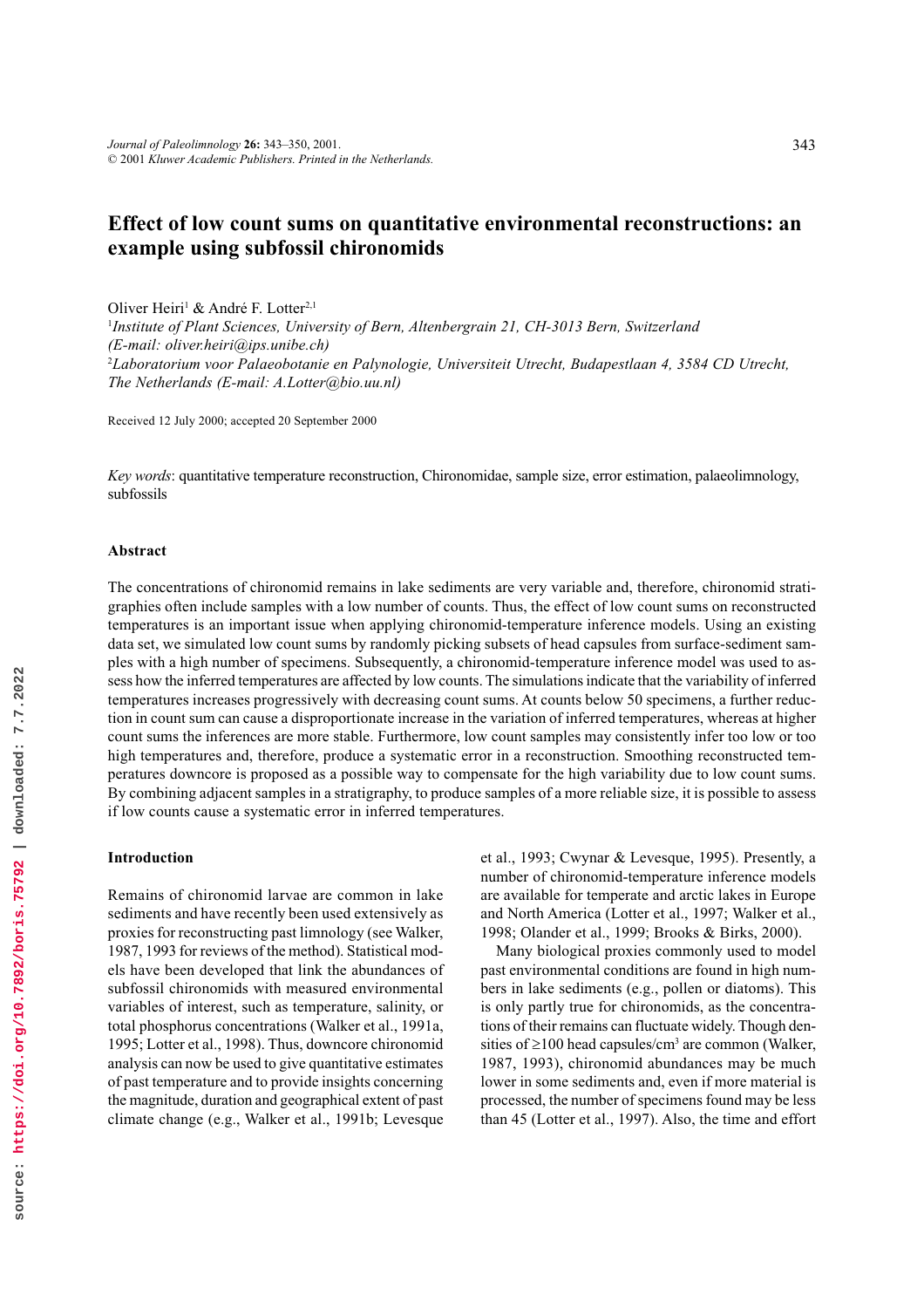# Effect of low count sums on quantitative environmental reconstructions: an example using subfossil chironomids

Oliver Heiri[1] & André F. Lotter[2,1]

[1]*Institute of Plant Sciences, University of Bern, Altenbergrain 21, CH-3013 Bern, Switzerland (E-mail: oliver.heiri@ips.unibe.ch)*

[2]*Laboratorium voor Palaeobotanie en Palynologie, Universiteit Utrecht, Budapestlaan 4, 3584 CD Utrecht, The Netherlands (E-mail: A.Lotter@bio.uu.nl)*

Received 12 July 2000; accepted 20 September 2000

*Key words*: quantitative temperature reconstruction, Chironomidae, sample size, error estimation, palaeolimnology, subfossils

## Abstract

The concentrations of chironomid remains in lake sediments are very variable and, therefore, chironomid stratigraphies often include samples with a low number of counts. Thus, the effect of low count sums on reconstructed temperatures is an important issue when applying chironomid-temperature inference models. Using an existing data set, we simulated low count sums by randomly picking subsets of head capsules from surface-sediment samples with a high number of specimens. Subsequently, a chironomid-temperature inference model was used to assess how the inferred temperatures are affected by low counts. The simulations indicate that the variability of inferred temperatures increases progressively with decreasing count sums. At counts below 50 specimens, a further reduction in count sum can cause a disproportionate increase in the variation of inferred temperatures, whereas at higher count sums the inferences are more stable. Furthermore, low count samples may consistently infer too low or too high temperatures and, therefore, produce a systematic error in a reconstruction. Smoothing reconstructed temperatures downcore is proposed as a possible way to compensate for the high variability due to low count sums. By combining adjacent samples in a stratigraphy, to produce samples of a more reliable size, it is possible to assess if low counts cause a systematic error in inferred temperatures.

## Introduction

Remains of chironomid larvae are common in lake sediments and have recently been used extensively as proxies for reconstructing past limnology (see Walker, 1987, 1993 for reviews of the method). Statistical models have been developed that link the abundances of subfossil chironomids with measured environmental variables of interest, such as temperature, salinity, or total phosphorus concentrations (Walker et al., 1991a, 1995; Lotter et al., 1998). Thus, downcore chironomid analysis can now be used to give quantitative estimates of past temperature and to provide insights concerning the magnitude, duration and geographical extent of past climate change (e.g., Walker et al., 1991b; Levesque et al., 1993; Cwynar & Levesque, 1995). Presently, a number of chironomid-temperature inference models are available for temperate and arctic lakes in Europe and North America (Lotter et al., 1997; Walker et al., 1998; Olander et al., 1999; Brooks & Birks, 2000).

Many biological proxies commonly used to model past environmental conditions are found in high numbers in lake sediments (e.g., pollen or diatoms). This is only partly true for chironomids, as the concentrations of their remains can fluctuate widely. Though densities of ≥100 head capsules/cm$^3$ are common (Walker, 1987, 1993), chironomid abundances may be much lower in some sediments and, even if more material is processed, the number of specimens found may be less than 45 (Lotter et al., 1997). Also, the time and effort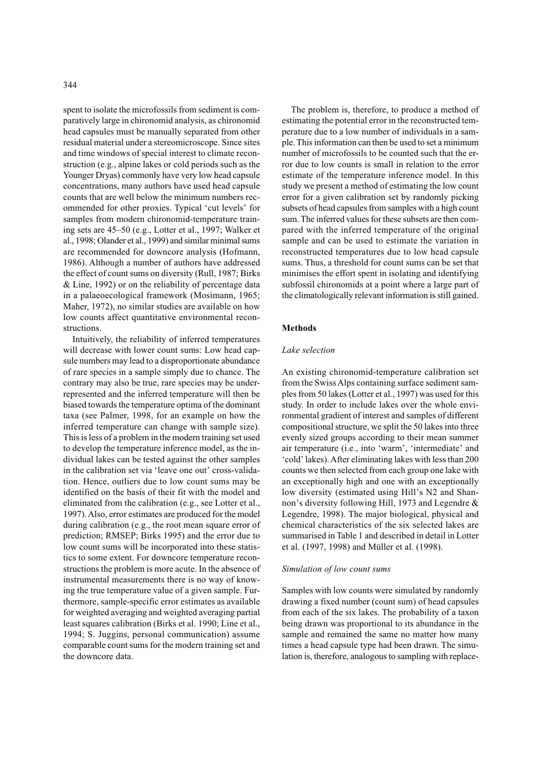spent to isolate the microfossils from sediment is comparatively large in chironomid analysis, as chironomid head capsules must be manually separated from other residual material under a stereomicroscope. Since sites and time windows of special interest to climate reconstruction (e.g., alpine lakes or cold periods such as the Younger Dryas) commonly have very low head capsule concentrations, many authors have used head capsule counts that are well below the minimum numbers recommended for other proxies. Typical 'cut levels' for samples from modern chironomid-temperature training sets are 45–50 (e.g., Lotter et al., 1997; Walker et al., 1998; Olander et al., 1999) and similar minimal sums are recommended for downcore analysis (Hofmann, 1986). Although a number of authors have addressed the effect of count sums on diversity (Rull, 1987; Birks & Line, 1992) or on the reliability of percentage data in a palaeoecological framework (Mosimann, 1965; Maher, 1972), no similar studies are available on how low counts affect quantitative environmental reconstructions.

Intuitively, the reliability of inferred temperatures will decrease with lower count sums: Low head capsule numbers may lead to a disproportionate abundance of rare species in a sample simply due to chance. The contrary may also be true, rare species may be underrepresented and the inferred temperature will then be biased towards the temperature optima of the dominant taxa (see Palmer, 1998, for an example on how the inferred temperature can change with sample size). This is less of a problem in the modern training set used to develop the temperature inference model, as the individual lakes can be tested against the other samples in the calibration set via 'leave one out' cross-validation. Hence, outliers due to low count sums may be identified on the basis of their fit with the model and eliminated from the calibration (e.g., see Lotter et al., 1997). Also, error estimates are produced for the model during calibration (e.g., the root mean square error of prediction; RMSEP; Birks 1995) and the error due to low count sums will be incorporated into these statistics to some extent. For downcore temperature reconstructions the problem is more acute. In the absence of instrumental measurements there is no way of knowing the true temperature value of a given sample. Furthermore, sample-specific error estimates as available for weighted averaging and weighted averaging partial least squares calibration (Birks et al. 1990; Line et al., 1994; S. Juggins, personal communication) assume comparable count sums for the modern training set and the downcore data.

The problem is, therefore, to produce a method of estimating the potential error in the reconstructed temperature due to a low number of individuals in a sample. This information can then be used to set a minimum number of microfossils to be counted such that the error due to low counts is small in relation to the error estimate of the temperature inference model. In this study we present a method of estimating the low count error for a given calibration set by randomly picking subsets of head capsules from samples with a high count sum. The inferred values for these subsets are then compared with the inferred temperature of the original sample and can be used to estimate the variation in reconstructed temperatures due to low head capsule sums. Thus, a threshold for count sums can be set that minimises the effort spent in isolating and identifying subfossil chironomids at a point where a large part of the climatologically relevant information is still gained.

## Methods

### *Lake selection*

An existing chironomid-temperature calibration set from the Swiss Alps containing surface sediment samples from 50 lakes (Lotter et al., 1997) was used for this study. In order to include lakes over the whole environmental gradient of interest and samples of different compositional structure, we split the 50 lakes into three evenly sized groups according to their mean summer air temperature (i.e., into 'warm', 'intermediate' and 'cold' lakes). After eliminating lakes with less than 200 counts we then selected from each group one lake with an exceptionally high and one with an exceptionally low diversity (estimated using Hill's N2 and Shannon's diversity following Hill, 1973 and Legendre & Legendre, 1998). The major biological, physical and chemical characteristics of the six selected lakes are summarised in Table 1 and described in detail in Lotter et al. (1997, 1998) and Müller et al. (1998).

### *Simulation of low count sums*

Samples with low counts were simulated by randomly drawing a fixed number (count sum) of head capsules from each of the six lakes. The probability of a taxon being drawn was proportional to its abundance in the sample and remained the same no matter how many times a head capsule type had been drawn. The simulation is, therefore, analogous to sampling with replace-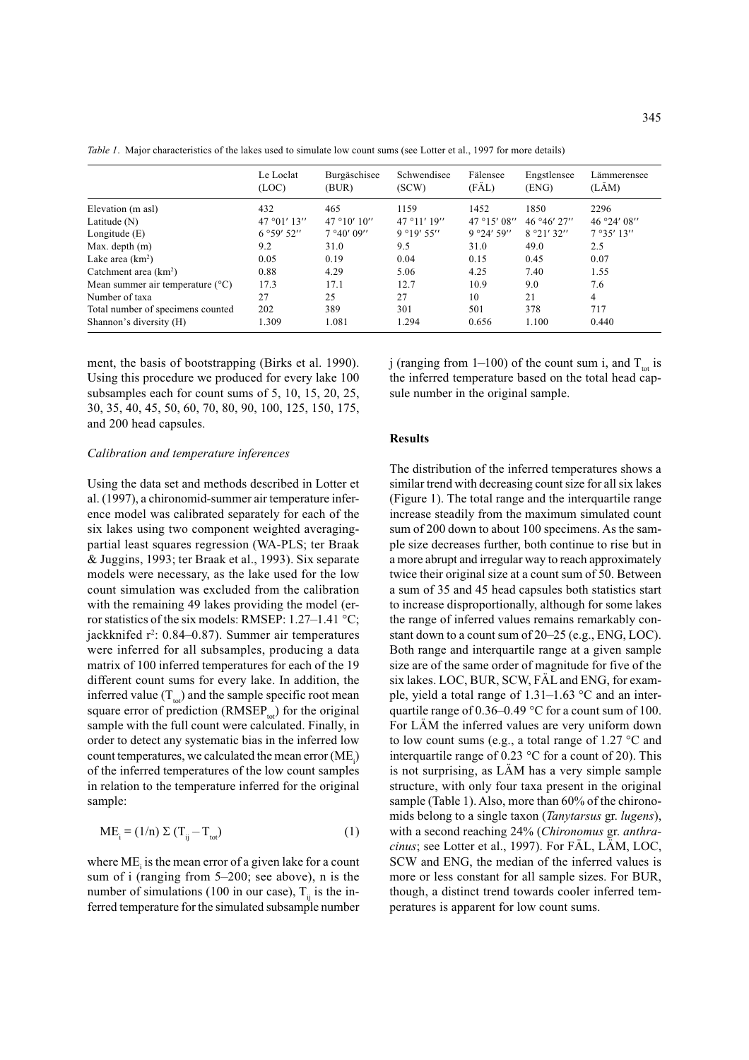*Table 1*. Major characteristics of the lakes used to simulate low count sums (see Lotter et al., 1997 for more details)

| | Le Loclat (LOC) | Burgäschisee (BUR) | Schwendisee (SCW) | Fälensee (FÄL) | Engstlensee (ENG) | Lämmerensee (LÄM) |
|---|---|---|---|---|---|---|
| Elevation (m asl) | 432 | 465 | 1159 | 1452 | 1850 | 2296 |
| Latitude (N) | 47 °01′ 13″ | 47 °10′ 10″ | 47 °11′ 19″ | 47 °15′ 08″ | 46 °46′ 27″ | 46 °24′ 08″ |
| Longitude (E) | 6 °59′ 52″ | 7 °40′ 09″ | 9 °19′ 55″ | 9 °24′ 59″ | 8 °21′ 32″ | 7 °35′ 13″ |
| Max. depth (m) | 9.2 | 31.0 | 9.5 | 31.0 | 49.0 | 2.5 |
| Lake area (km²) | 0.05 | 0.19 | 0.04 | 0.15 | 0.45 | 0.07 |
| Catchment area (km²) | 0.88 | 4.29 | 5.06 | 4.25 | 7.40 | 1.55 |
| Mean summer air temperature (°C) | 17.3 | 17.1 | 12.7 | 10.9 | 9.0 | 7.6 |
| Number of taxa | 27 | 25 | 27 | 10 | 21 | 4 |
| Total number of specimens counted | 202 | 389 | 301 | 501 | 378 | 717 |
| Shannon's diversity (H) | 1.309 | 1.081 | 1.294 | 0.656 | 1.100 | 0.440 |

ment, the basis of bootstrapping (Birks et al. 1990). Using this procedure we produced for every lake 100 subsamples each for count sums of 5, 10, 15, 20, 25, 30, 35, 40, 45, 50, 60, 70, 80, 90, 100, 125, 150, 175, and 200 head capsules.

*Calibration and temperature inferences*

Using the data set and methods described in Lotter et al. (1997), a chironomid-summer air temperature inference model was calibrated separately for each of the six lakes using two component weighted averaging-partial least squares regression (WA-PLS; ter Braak & Juggins, 1993; ter Braak et al., 1993). Six separate models were necessary, as the lake used for the low count simulation was excluded from the calibration with the remaining 49 lakes providing the model (error statistics of the six models: RMSEP: 1.27–1.41 °C; jackknifed $r^2$: 0.84–0.87). Summer air temperatures were inferred for all subsamples, producing a data matrix of 100 inferred temperatures for each of the 19 different count sums for every lake. In addition, the inferred value ($T_{tot}$) and the sample specific root mean square error of prediction ($RMSEP_{tot}$) for the original sample with the full count were calculated. Finally, in order to detect any systematic bias in the inferred low count temperatures, we calculated the mean error ($ME_i$) of the inferred temperatures of the low count samples in relation to the temperature inferred for the original sample:

$$ME_i = (1/n)\ \Sigma\ (T_{ij} - T_{tot}) \qquad (1)$$

where $ME_i$ is the mean error of a given lake for a count sum of i (ranging from 5–200; see above), n is the number of simulations (100 in our case), $T_{ij}$ is the inferred temperature for the simulated subsample number j (ranging from 1–100) of the count sum i, and $T_{tot}$ is the inferred temperature based on the total head capsule number in the original sample.

## Results

The distribution of the inferred temperatures shows a similar trend with decreasing count size for all six lakes (Figure 1). The total range and the interquartile range increase steadily from the maximum simulated count sum of 200 down to about 100 specimens. As the sample size decreases further, both continue to rise but in a more abrupt and irregular way to reach approximately twice their original size at a count sum of 50. Between a sum of 35 and 45 head capsules both statistics start to increase disproportionally, although for some lakes the range of inferred values remains remarkably constant down to a count sum of 20–25 (e.g., ENG, LOC). Both range and interquartile range at a given sample size are of the same order of magnitude for five of the six lakes. LOC, BUR, SCW, FÄL and ENG, for example, yield a total range of 1.31–1.63 °C and an interquartile range of 0.36–0.49 °C for a count sum of 100. For LÄM the inferred values are very uniform down to low count sums (e.g., a total range of 1.27 °C and interquartile range of 0.23 °C for a count of 20). This is not surprising, as LÄM has a very simple sample structure, with only four taxa present in the original sample (Table 1). Also, more than 60% of the chironomids belong to a single taxon (*Tanytarsus* gr. *lugens*), with a second reaching 24% (*Chironomus* gr. *anthracinus*; see Lotter et al., 1997). For FÄL, LÄM, LOC, SCW and ENG, the median of the inferred values is more or less constant for all sample sizes. For BUR, though, a distinct trend towards cooler inferred temperatures is apparent for low count sums.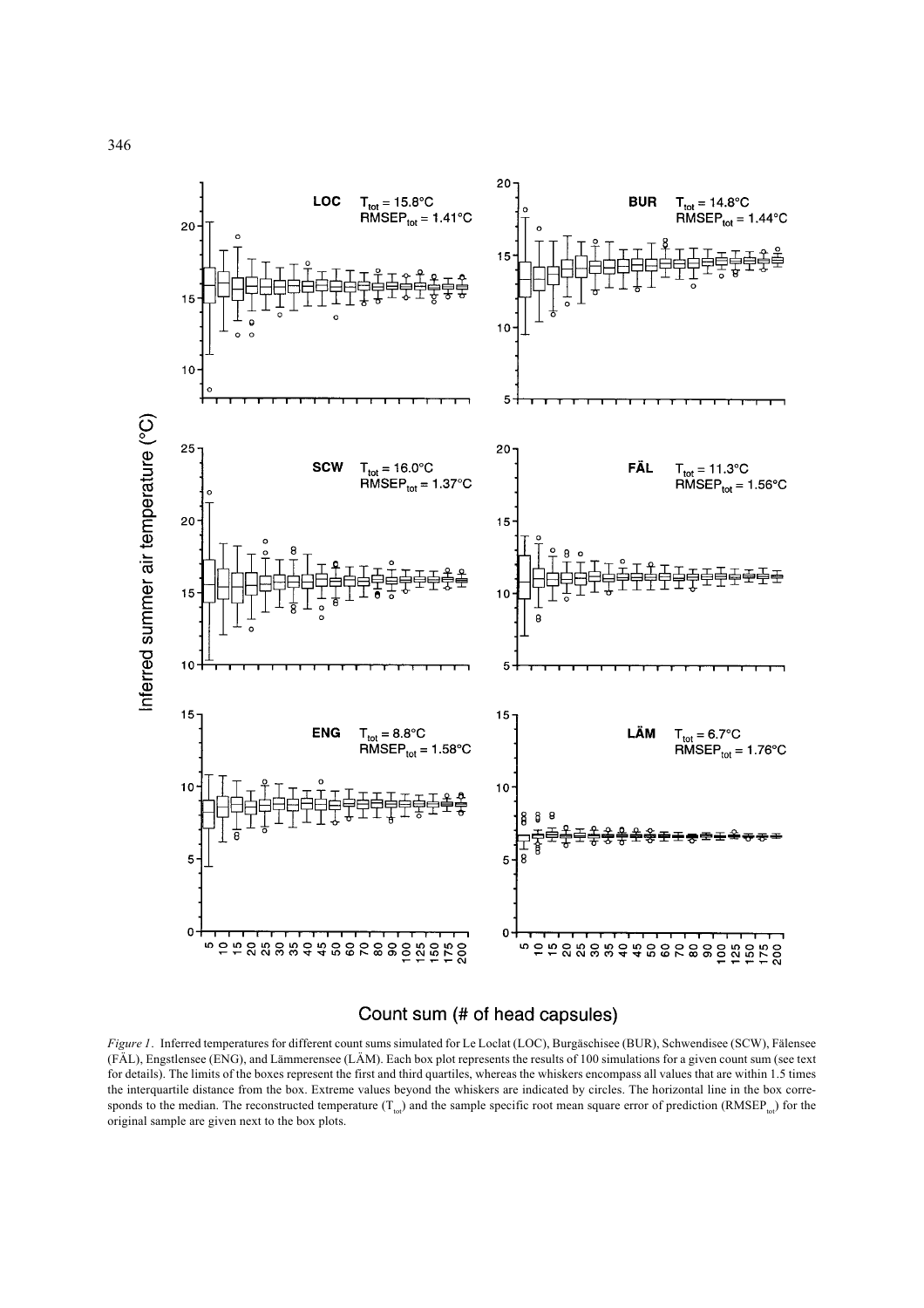LOC $T_{tot}$ = 15.8°C
$RMSEP_{tot}$ = 1.41°C

BUR $T_{tot}$ = 14.8°C
$RMSEP_{tot}$ = 1.44°C

SCW $T_{tot}$ = 16.0°C
$RMSEP_{tot}$ = 1.37°C

FÄL $T_{tot}$ = 11.3°C
$RMSEP_{tot}$ = 1.56°C

ENG $T_{tot}$ = 8.8°C
$RMSEP_{tot}$ = 1.58°C

LÄM $T_{tot}$ = 6.7°C
$RMSEP_{tot}$ = 1.76°C

Inferred summer air temperature (°C)

5 10 15 20 25 30 35 40 45 50 60 70 80 90 100 125 150 175 200

Count sum (# of head capsules)

*Figure 1*. Inferred temperatures for different count sums simulated for Le Loclat (LOC), Burgäschisee (BUR), Schwendisee (SCW), Fälensee (FÄL), Engstlensee (ENG), and Lämmerensee (LÄM). Each box plot represents the results of 100 simulations for a given count sum (see text for details). The limits of the boxes represent the first and third quartiles, whereas the whiskers encompass all values that are within 1.5 times the interquartile distance from the box. Extreme values beyond the whiskers are indicated by circles. The horizontal line in the box corresponds to the median. The reconstructed temperature ($T_{tot}$) and the sample specific root mean square error of prediction ($RMSEP_{tot}$) for the original sample are given next to the box plots.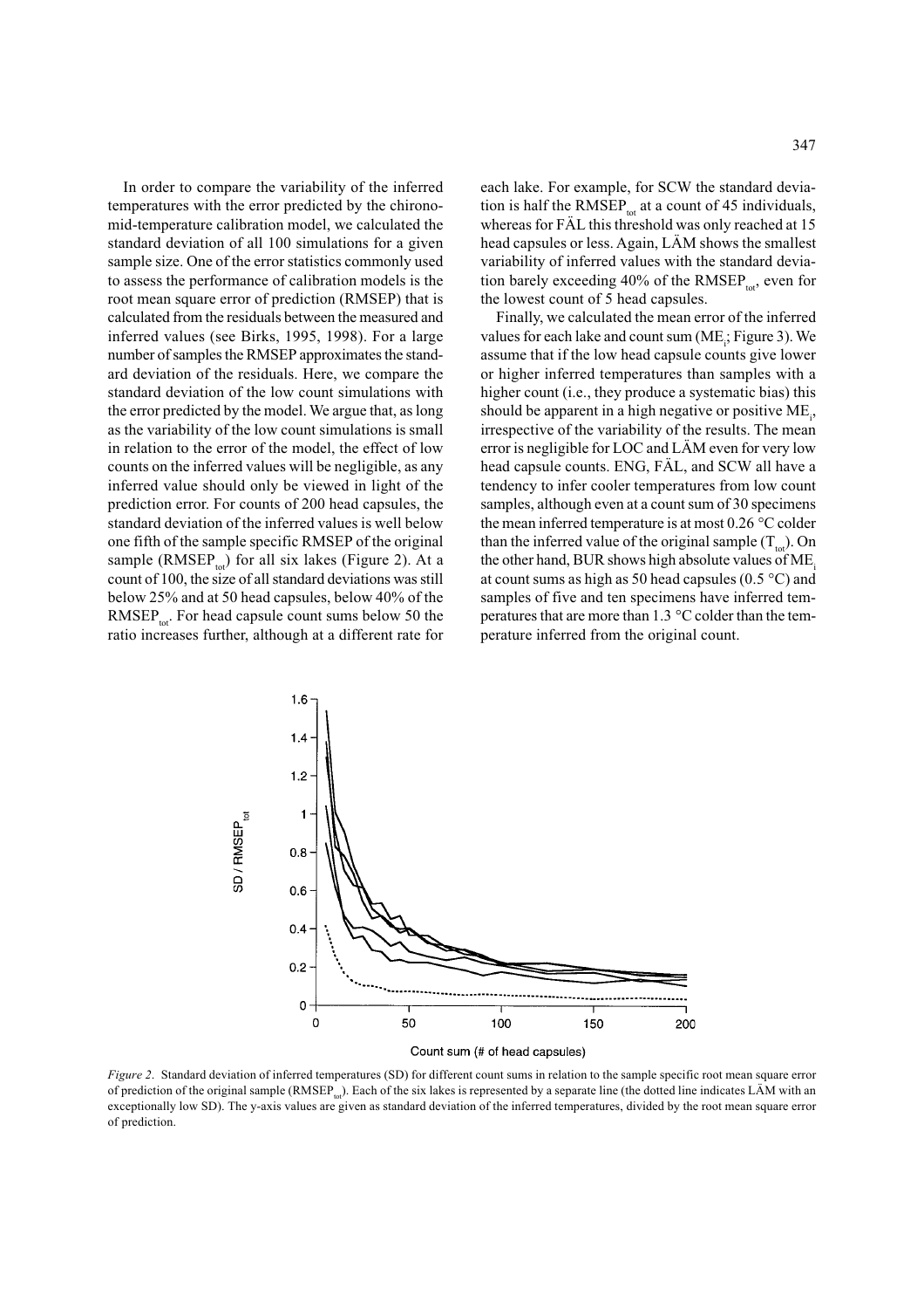In order to compare the variability of the inferred temperatures with the error predicted by the chironomid-temperature calibration model, we calculated the standard deviation of all 100 simulations for a given sample size. One of the error statistics commonly used to assess the performance of calibration models is the root mean square error of prediction (RMSEP) that is calculated from the residuals between the measured and inferred values (see Birks, 1995, 1998). For a large number of samples the RMSEP approximates the standard deviation of the residuals. Here, we compare the standard deviation of the low count simulations with the error predicted by the model. We argue that, as long as the variability of the low count simulations is small in relation to the error of the model, the effect of low counts on the inferred values will be negligible, as any inferred value should only be viewed in light of the prediction error. For counts of 200 head capsules, the standard deviation of the inferred values is well below one fifth of the sample specific RMSEP of the original sample ($RMSEP_{tot}$) for all six lakes (Figure 2). At a count of 100, the size of all standard deviations was still below 25% and at 50 head capsules, below 40% of the $RMSEP_{tot}$. For head capsule count sums below 50 the ratio increases further, although at a different rate for each lake. For example, for SCW the standard deviation is half the $RMSEP_{tot}$ at a count of 45 individuals, whereas for FÄL this threshold was only reached at 15 head capsules or less. Again, LÄM shows the smallest variability of inferred values with the standard deviation barely exceeding 40% of the $RMSEP_{tot}$, even for the lowest count of 5 head capsules.

Finally, we calculated the mean error of the inferred values for each lake and count sum ($ME_i$; Figure 3). We assume that if the low head capsule counts give lower or higher inferred temperatures than samples with a higher count (i.e., they produce a systematic bias) this should be apparent in a high negative or positive $ME_i$, irrespective of the variability of the results. The mean error is negligible for LOC and LÄM even for very low head capsule counts. ENG, FÄL, and SCW all have a tendency to infer cooler temperatures from low count samples, although even at a count sum of 30 specimens the mean inferred temperature is at most 0.26 °C colder than the inferred value of the original sample ($T_{tot}$). On the other hand, BUR shows high absolute values of $ME_i$ at count sums as high as 50 head capsules (0.5 °C) and samples of five and ten specimens have inferred temperatures that are more than 1.3 °C colder than the temperature inferred from the original count.

SD / $RMSEP_{tot}$

1.6
1.4
1.2
1
0.8
0.6
0.4
0.2
0

0 50 100 150 200

Count sum (# of head capsules)

*Figure 2*. Standard deviation of inferred temperatures (SD) for different count sums in relation to the sample specific root mean square error of prediction of the original sample ($RMSEP_{tot}$). Each of the six lakes is represented by a separate line (the dotted line indicates LÄM with an exceptionally low SD). The y-axis values are given as standard deviation of the inferred temperatures, divided by the root mean square error of prediction.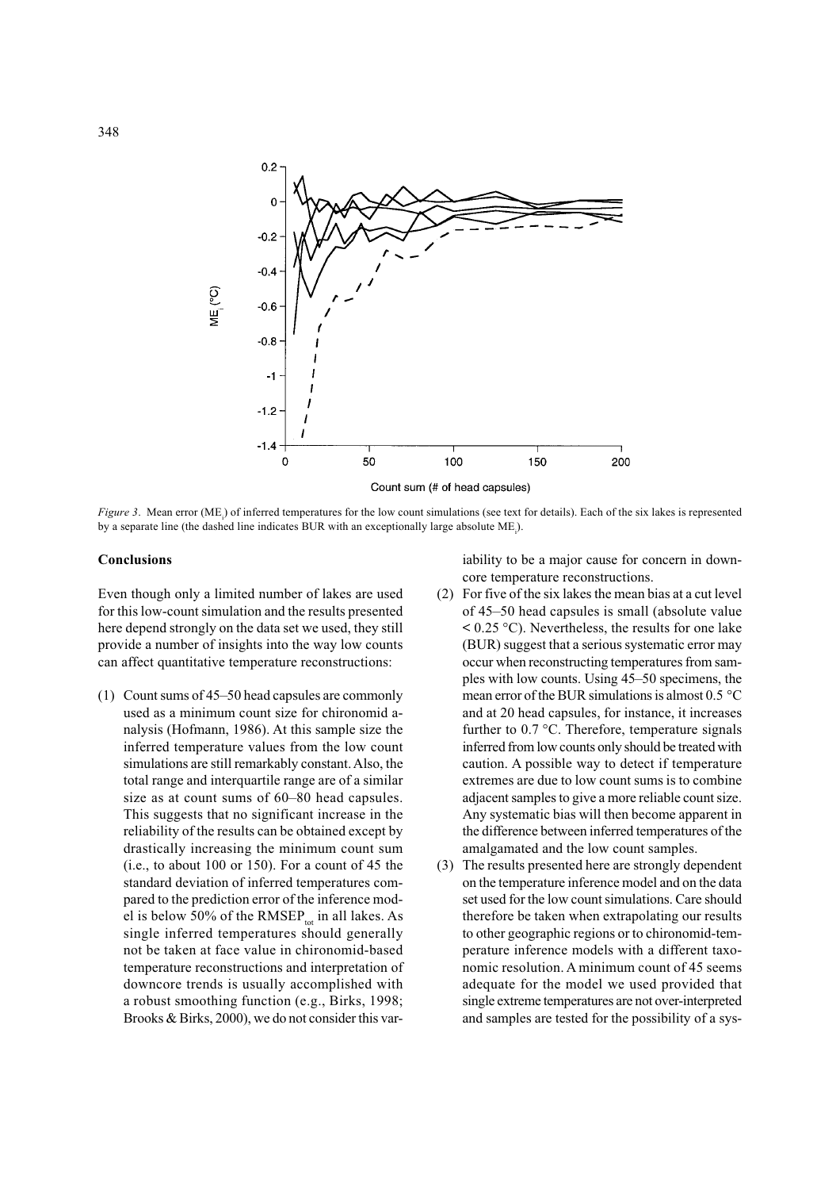0.2
0
-0.2
-0.4
-0.6
-0.8
-1
-1.2
-1.4

$ME_i$ (°C)

0
50
100
150
200

Count sum (# of head capsules)

*Figure 3*. Mean error ($ME_i$) of inferred temperatures for the low count simulations (see text for details). Each of the six lakes is represented by a separate line (the dashed line indicates BUR with an exceptionally large absolute $ME_i$).

## Conclusions

Even though only a limited number of lakes are used for this low-count simulation and the results presented here depend strongly on the data set we used, they still provide a number of insights into the way low counts can affect quantitative temperature reconstructions:

(1) Count sums of 45–50 head capsules are commonly used as a minimum count size for chironomid analysis (Hofmann, 1986). At this sample size the inferred temperature values from the low count simulations are still remarkably constant. Also, the total range and interquartile range are of a similar size as at count sums of 60–80 head capsules. This suggests that no significant increase in the reliability of the results can be obtained except by drastically increasing the minimum count sum (i.e., to about 100 or 150). For a count of 45 the standard deviation of inferred temperatures compared to the prediction error of the inference model is below 50% of the $RMSEP_{tot}$ in all lakes. As single inferred temperatures should generally not be taken at face value in chironomid-based temperature reconstructions and interpretation of downcore trends is usually accomplished with a robust smoothing function (e.g., Birks, 1998; Brooks & Birks, 2000), we do not consider this variability to be a major cause for concern in downcore temperature reconstructions.

(2) For five of the six lakes the mean bias at a cut level of 45–50 head capsules is small (absolute value < 0.25 °C). Nevertheless, the results for one lake (BUR) suggest that a serious systematic error may occur when reconstructing temperatures from samples with low counts. Using 45–50 specimens, the mean error of the BUR simulations is almost 0.5 °C and at 20 head capsules, for instance, it increases further to 0.7 °C. Therefore, temperature signals inferred from low counts only should be treated with caution. A possible way to detect if temperature extremes are due to low count sums is to combine adjacent samples to give a more reliable count size. Any systematic bias will then become apparent in the difference between inferred temperatures of the amalgamated and the low count samples.

(3) The results presented here are strongly dependent on the temperature inference model and on the data set used for the low count simulations. Care should therefore be taken when extrapolating our results to other geographic regions or to chironomid-temperature inference models with a different taxonomic resolution. A minimum count of 45 seems adequate for the model we used provided that single extreme temperatures are not over-interpreted and samples are tested for the possibility of a sys-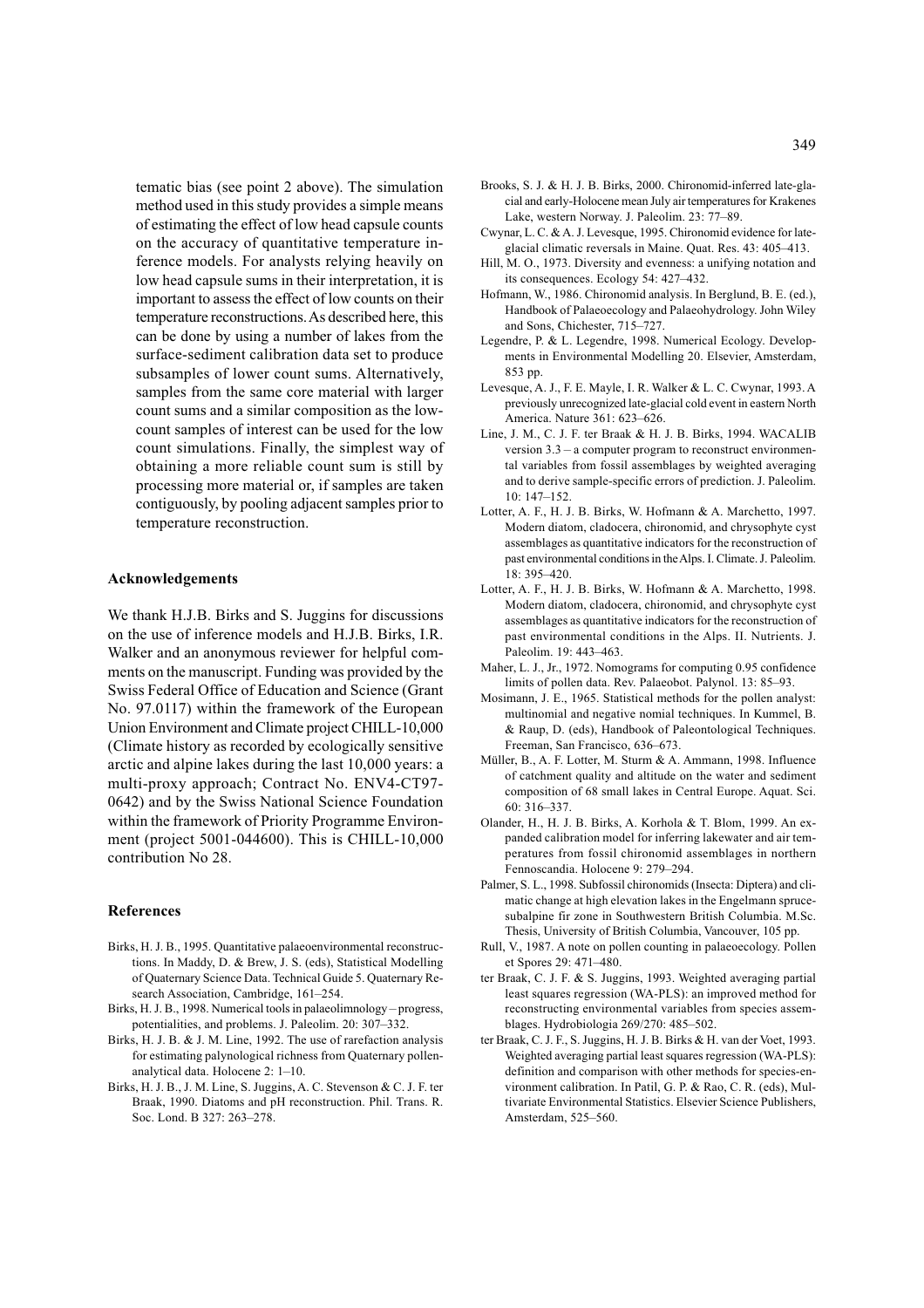tematic bias (see point 2 above). The simulation method used in this study provides a simple means of estimating the effect of low head capsule counts on the accuracy of quantitative temperature inference models. For analysts relying heavily on low head capsule sums in their interpretation, it is important to assess the effect of low counts on their temperature reconstructions. As described here, this can be done by using a number of lakes from the surface-sediment calibration data set to produce subsamples of lower count sums. Alternatively, samples from the same core material with larger count sums and a similar composition as the low-count samples of interest can be used for the low count simulations. Finally, the simplest way of obtaining a more reliable count sum is still by processing more material or, if samples are taken contiguously, by pooling adjacent samples prior to temperature reconstruction.

## Acknowledgements

We thank H.J.B. Birks and S. Juggins for discussions on the use of inference models and H.J.B. Birks, I.R. Walker and an anonymous reviewer for helpful comments on the manuscript. Funding was provided by the Swiss Federal Office of Education and Science (Grant No. 97.0117) within the framework of the European Union Environment and Climate project CHILL-10,000 (Climate history as recorded by ecologically sensitive arctic and alpine lakes during the last 10,000 years: a multi-proxy approach; Contract No. ENV4-CT97-0642) and by the Swiss National Science Foundation within the framework of Priority Programme Environment (project 5001-044600). This is CHILL-10,000 contribution No 28.

## References

Birks, H. J. B., 1995. Quantitative palaeoenvironmental reconstructions. In Maddy, D. & Brew, J. S. (eds), Statistical Modelling of Quaternary Science Data. Technical Guide 5. Quaternary Research Association, Cambridge, 161–254.

Birks, H. J. B., 1998. Numerical tools in palaeolimnology – progress, potentialities, and problems. J. Paleolim. 20: 307–332.

Birks, H. J. B. & J. M. Line, 1992. The use of rarefaction analysis for estimating palynological richness from Quaternary pollen-analytical data. Holocene 2: 1–10.

Birks, H. J. B., J. M. Line, S. Juggins, A. C. Stevenson & C. J. F. ter Braak, 1990. Diatoms and pH reconstruction. Phil. Trans. R. Soc. Lond. B 327: 263–278.

Brooks, S. J. & H. J. B. Birks, 2000. Chironomid-inferred late-glacial and early-Holocene mean July air temperatures for Krakenes Lake, western Norway. J. Paleolim. 23: 77–89.

Cwynar, L. C. & A. J. Levesque, 1995. Chironomid evidence for late-glacial climatic reversals in Maine. Quat. Res. 43: 405–413.

Hill, M. O., 1973. Diversity and evenness: a unifying notation and its consequences. Ecology 54: 427–432.

Hofmann, W., 1986. Chironomid analysis. In Berglund, B. E. (ed.), Handbook of Palaeoecology and Palaeohydrology. John Wiley and Sons, Chichester, 715–727.

Legendre, P. & L. Legendre, 1998. Numerical Ecology. Developments in Environmental Modelling 20. Elsevier, Amsterdam, 853 pp.

Levesque, A. J., F. E. Mayle, I. R. Walker & L. C. Cwynar, 1993. A previously unrecognized late-glacial cold event in eastern North America. Nature 361: 623–626.

Line, J. M., C. J. F. ter Braak & H. J. B. Birks, 1994. WACALIB version 3.3 – a computer program to reconstruct environmental variables from fossil assemblages by weighted averaging and to derive sample-specific errors of prediction. J. Paleolim. 10: 147–152.

Lotter, A. F., H. J. B. Birks, W. Hofmann & A. Marchetto, 1997. Modern diatom, cladocera, chironomid, and chrysophyte cyst assemblages as quantitative indicators for the reconstruction of past environmental conditions in the Alps. I. Climate. J. Paleolim. 18: 395–420.

Lotter, A. F., H. J. B. Birks, W. Hofmann & A. Marchetto, 1998. Modern diatom, cladocera, chironomid, and chrysophyte cyst assemblages as quantitative indicators for the reconstruction of past environmental conditions in the Alps. II. Nutrients. J. Paleolim. 19: 443–463.

Maher, L. J., Jr., 1972. Nomograms for computing 0.95 confidence limits of pollen data. Rev. Palaeobot. Palynol. 13: 85–93.

Mosimann, J. E., 1965. Statistical methods for the pollen analyst: multinomial and negative nomial techniques. In Kummel, B. & Raup, D. (eds), Handbook of Paleontological Techniques. Freeman, San Francisco, 636–673.

Müller, B., A. F. Lotter, M. Sturm & A. Ammann, 1998. Influence of catchment quality and altitude on the water and sediment composition of 68 small lakes in Central Europe. Aquat. Sci. 60: 316–337.

Olander, H., H. J. B. Birks, A. Korhola & T. Blom, 1999. An expanded calibration model for inferring lakewater and air temperatures from fossil chironomid assemblages in northern Fennoscandia. Holocene 9: 279–294.

Palmer, S. L., 1998. Subfossil chironomids (Insecta: Diptera) and climatic change at high elevation lakes in the Engelmann spruce-subalpine fir zone in Southwestern British Columbia. M.Sc. Thesis, University of British Columbia, Vancouver, 105 pp.

Rull, V., 1987. A note on pollen counting in palaeoecology. Pollen et Spores 29: 471–480.

ter Braak, C. J. F. & S. Juggins, 1993. Weighted averaging partial least squares regression (WA-PLS): an improved method for reconstructing environmental variables from species assemblages. Hydrobiologia 269/270: 485–502.

ter Braak, C. J. F., S. Juggins, H. J. B. Birks & H. van der Voet, 1993. Weighted averaging partial least squares regression (WA-PLS): definition and comparison with other methods for species-environment calibration. In Patil, G. P. & Rao, C. R. (eds), Multivariate Environmental Statistics. Elsevier Science Publishers, Amsterdam, 525–560.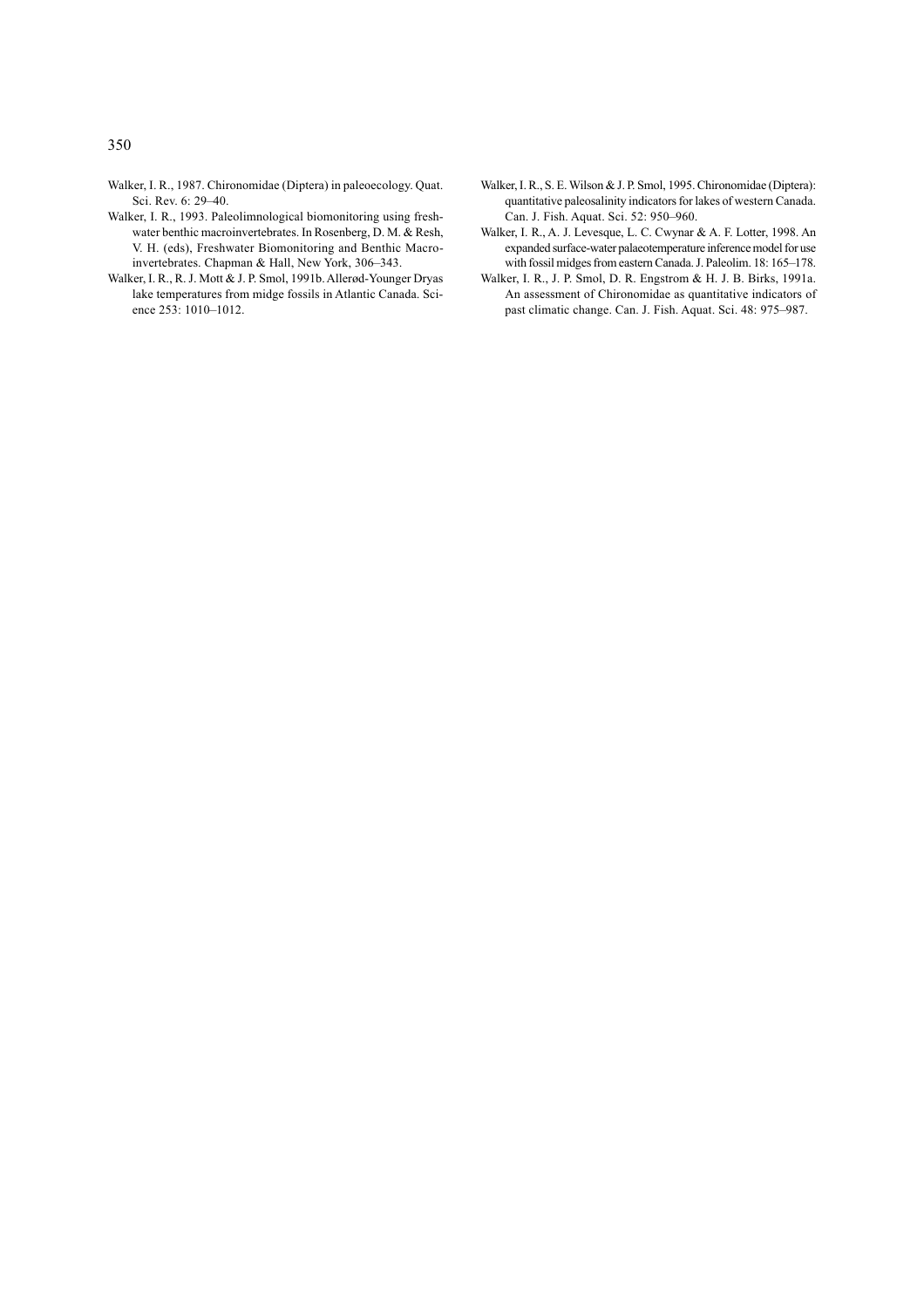Walker, I. R., 1987. Chironomidae (Diptera) in paleoecology. Quat. Sci. Rev. 6: 29–40.

Walker, I. R., 1993. Paleolimnological biomonitoring using freshwater benthic macroinvertebrates. In Rosenberg, D. M. & Resh, V. H. (eds), Freshwater Biomonitoring and Benthic Macroinvertebrates. Chapman & Hall, New York, 306–343.

Walker, I. R., R. J. Mott & J. P. Smol, 1991b. Allerød-Younger Dryas lake temperatures from midge fossils in Atlantic Canada. Science 253: 1010–1012.

Walker, I. R., S. E. Wilson & J. P. Smol, 1995. Chironomidae (Diptera): quantitative paleosalinity indicators for lakes of western Canada. Can. J. Fish. Aquat. Sci. 52: 950–960.

Walker, I. R., A. J. Levesque, L. C. Cwynar & A. F. Lotter, 1998. An expanded surface-water palaeotemperature inference model for use with fossil midges from eastern Canada. J. Paleolim. 18: 165–178.

Walker, I. R., J. P. Smol, D. R. Engstrom & H. J. B. Birks, 1991a. An assessment of Chironomidae as quantitative indicators of past climatic change. Can. J. Fish. Aquat. Sci. 48: 975–987.